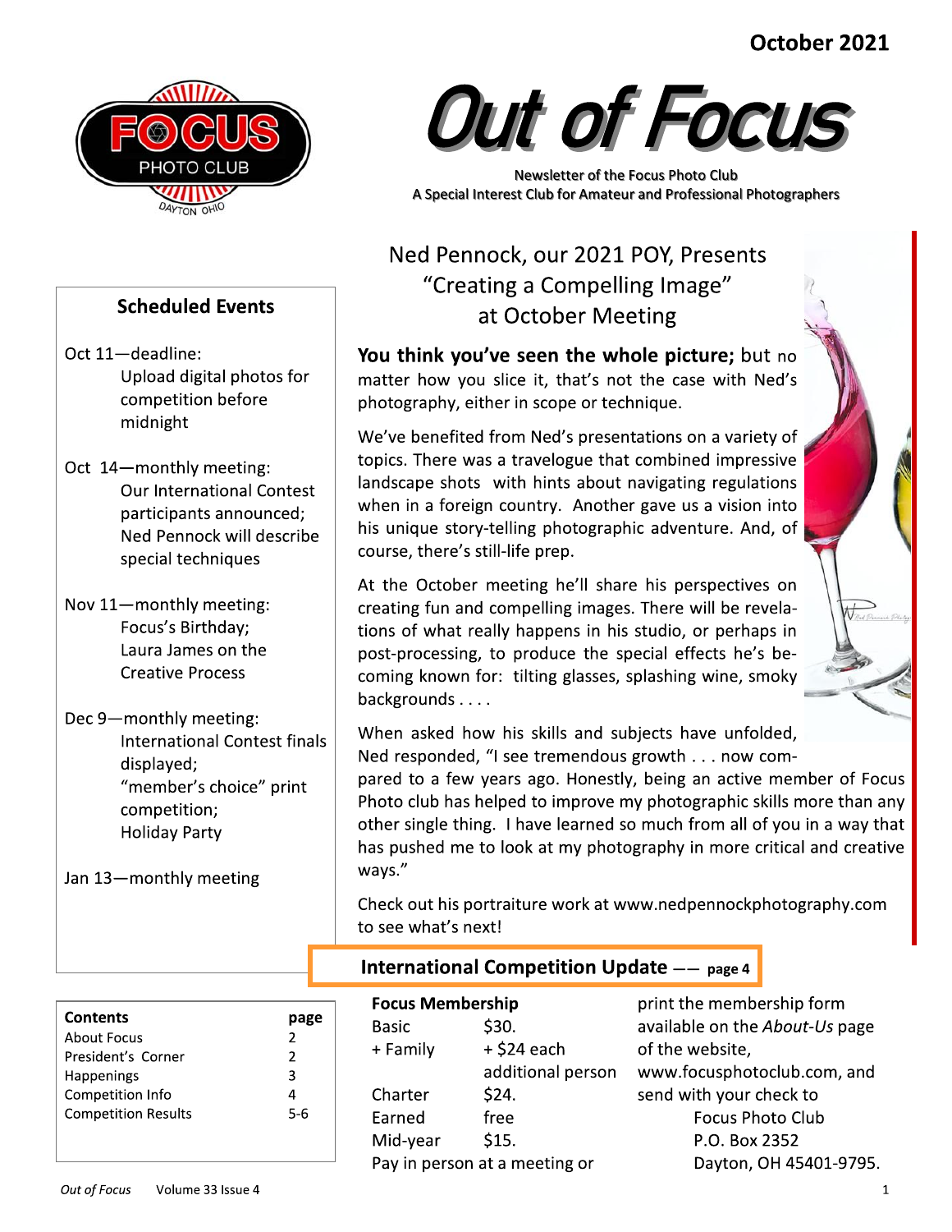October 2021

# Out of Focus

Newsletter of the Focus Photo Club
A Special Interest Club for Amateur and Professional Photographers

## Ned Pennock, our 2021 POY, Presents "Creating a Compelling Image" at October Meeting

**You think you've seen the whole picture;** but no matter how you slice it, that's not the case with Ned's photography, either in scope or technique.

We've benefited from Ned's presentations on a variety of topics. There was a travelogue that combined impressive landscape shots with hints about navigating regulations when in a foreign country. Another gave us a vision into his unique story-telling photographic adventure. And, of course, there's still-life prep.

At the October meeting he'll share his perspectives on creating fun and compelling images. There will be revelations of what really happens in his studio, or perhaps in post-processing, to produce the special effects he's becoming known for: tilting glasses, splashing wine, smoky backgrounds . . . .

When asked how his skills and subjects have unfolded, Ned responded, "I see tremendous growth . . . now compared to a few years ago. Honestly, being an active member of Focus Photo club has helped to improve my photographic skills more than any other single thing. I have learned so much from all of you in a way that has pushed me to look at my photography in more critical and creative ways."

Check out his portraiture work at www.nedpennockphotography.com to see what's next!

### Scheduled Events

Oct 11—deadline:
Upload digital photos for competition before midnight

Oct 14—monthly meeting:
Our International Contest participants announced;
Ned Pennock will describe special techniques

Nov 11—monthly meeting:
Focus's Birthday;
Laura James on the Creative Process

Dec 9—monthly meeting:
International Contest finals displayed;
"member's choice" print competition;
Holiday Party

Jan 13—monthly meeting

### International Competition Update —— page 4

| Contents | page |
|---|---|
| About Focus | 2 |
| President's Corner | 2 |
| Happenings | 3 |
| Competition Info | 4 |
| Competition Results | 5-6 |

### Focus Membership

| | |
|---|---|
| Basic | $30. |
| + Family | + $24 each additional person |
| Charter | $24. |
| Earned | free |
| Mid-year | $15. |

Pay in person at a meeting or print the membership form available on the *About-Us* page of the website, www.focusphotoclub.com, and send with your check to

Focus Photo Club
P.O. Box 2352
Dayton, OH 45401-9795.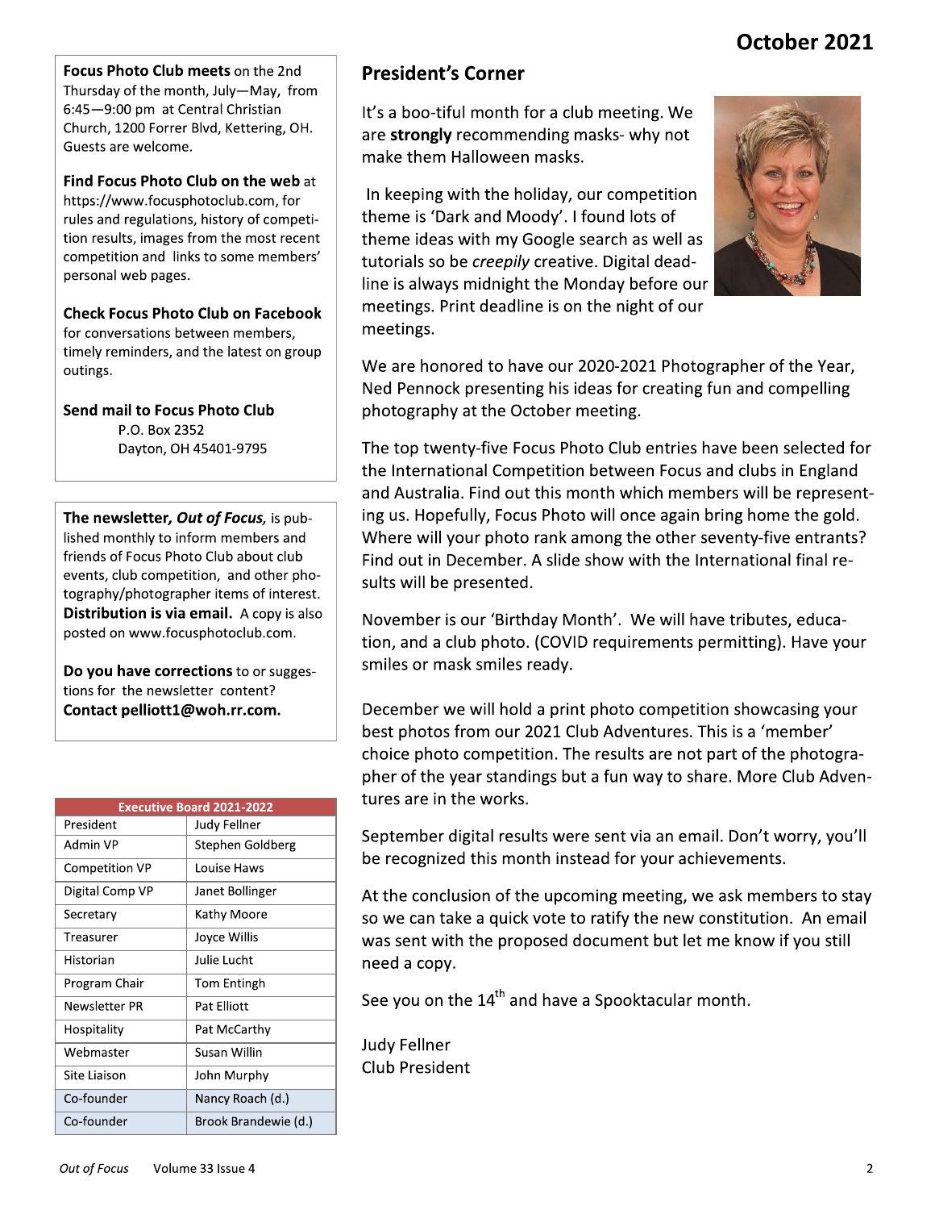**Focus Photo Club meets** on the 2nd Thursday of the month, July—May, from 6:45—9:00 pm at Central Christian Church, 1200 Forrer Blvd, Kettering, OH. Guests are welcome.

**Find Focus Photo Club on the web** at https://www.focusphotoclub.com, for rules and regulations, history of competition results, images from the most recent competition and links to some members' personal web pages.

**Check Focus Photo Club on Facebook** for conversations between members, timely reminders, and the latest on group outings.

**Send mail to Focus Photo Club**
P.O. Box 2352
Dayton, OH 45401-9795

**The newsletter, *Out of Focus,*** is published monthly to inform members and friends of Focus Photo Club about club events, club competition, and other photography/photographer items of interest. **Distribution is via email.** A copy is also posted on www.focusphotoclub.com.

**Do you have corrections** to or suggestions for the newsletter content? **Contact pelliott1@woh.rr.com.**

| Executive Board 2021-2022 | |
|---|---|
| President | Judy Fellner |
| Admin VP | Stephen Goldberg |
| Competition VP | Louise Haws |
| Digital Comp VP | Janet Bollinger |
| Secretary | Kathy Moore |
| Treasurer | Joyce Willis |
| Historian | Julie Lucht |
| Program Chair | Tom Entingh |
| Newsletter PR | Pat Elliott |
| Hospitality | Pat McCarthy |
| Webmaster | Susan Willin |
| Site Liaison | John Murphy |
| Co-founder | Nancy Roach (d.) |
| Co-founder | Brook Brandewie (d.) |

## President's Corner

It's a boo-tiful month for a club meeting. We are **strongly** recommending masks- why not make them Halloween masks.

In keeping with the holiday, our competition theme is 'Dark and Moody'. I found lots of theme ideas with my Google search as well as tutorials so be *creepily* creative. Digital deadline is always midnight the Monday before our meetings. Print deadline is on the night of our meetings.

We are honored to have our 2020-2021 Photographer of the Year, Ned Pennock presenting his ideas for creating fun and compelling photography at the October meeting.

The top twenty-five Focus Photo Club entries have been selected for the International Competition between Focus and clubs in England and Australia. Find out this month which members will be representing us. Hopefully, Focus Photo will once again bring home the gold. Where will your photo rank among the other seventy-five entrants? Find out in December. A slide show with the International final results will be presented.

November is our 'Birthday Month'. We will have tributes, education, and a club photo. (COVID requirements permitting). Have your smiles or mask smiles ready.

December we will hold a print photo competition showcasing your best photos from our 2021 Club Adventures. This is a 'member' choice photo competition. The results are not part of the photographer of the year standings but a fun way to share. More Club Adventures are in the works.

September digital results were sent via an email. Don't worry, you'll be recognized this month instead for your achievements.

At the conclusion of the upcoming meeting, we ask members to stay so we can take a quick vote to ratify the new constitution. An email was sent with the proposed document but let me know if you still need a copy.

See you on the 14th and have a Spooktacular month.

Judy Fellner
Club President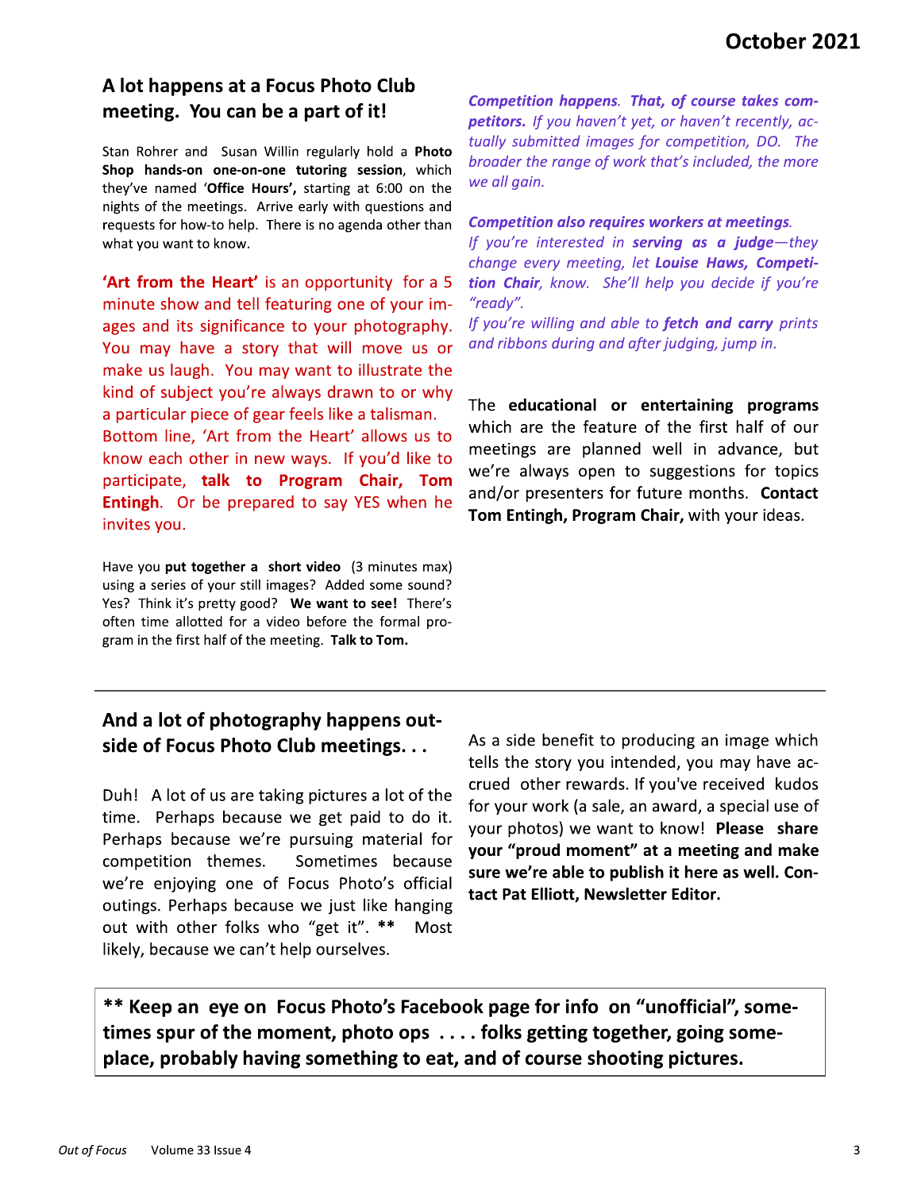## A lot happens at a Focus Photo Club meeting. You can be a part of it!

Stan Rohrer and Susan Willin regularly hold a **Photo Shop hands-on one-on-one tutoring session**, which they've named '**Office Hours',** starting at 6:00 on the nights of the meetings. Arrive early with questions and requests for how-to help. There is no agenda other than what you want to know.

**'Art from the Heart'** is an opportunity for a 5 minute show and tell featuring one of your images and its significance to your photography. You may have a story that will move us or make us laugh. You may want to illustrate the kind of subject you're always drawn to or why a particular piece of gear feels like a talisman. Bottom line, 'Art from the Heart' allows us to know each other in new ways. If you'd like to participate, **talk to Program Chair, Tom Entingh**. Or be prepared to say YES when he invites you.

Have you **put together a short video** (3 minutes max) using a series of your still images? Added some sound? Yes? Think it's pretty good? **We want to see!** There's often time allotted for a video before the formal program in the first half of the meeting. **Talk to Tom.**

***Competition happens**. **That, of course takes competitors.** If you haven't yet, or haven't recently, actually submitted images for competition, DO. The broader the range of work that's included, the more we all gain.*

***Competition also requires workers at meetings.***
*If you're interested in **serving as a judge**—they change every meeting, let **Louise Haws, Competition Chair**, know. She'll help you decide if you're "ready".*
*If you're willing and able to **fetch and carry** prints and ribbons during and after judging, jump in.*

The **educational or entertaining programs** which are the feature of the first half of our meetings are planned well in advance, but we're always open to suggestions for topics and/or presenters for future months. **Contact Tom Entingh, Program Chair,** with your ideas.

---

## And a lot of photography happens outside of Focus Photo Club meetings. . .

Duh! A lot of us are taking pictures a lot of the time. Perhaps because we get paid to do it. Perhaps because we're pursuing material for competition themes. Sometimes because we're enjoying one of Focus Photo's official outings. Perhaps because we just like hanging out with other folks who "get it". ** Most likely, because we can't help ourselves.

As a side benefit to producing an image which tells the story you intended, you may have accrued other rewards. If you've received kudos for your work (a sale, an award, a special use of your photos) we want to know! **Please share your "proud moment" at a meeting and make sure we're able to publish it here as well. Contact Pat Elliott, Newsletter Editor.**

**** Keep an eye on Focus Photo's Facebook page for info on "unofficial", sometimes spur of the moment, photo ops . . . . folks getting together, going someplace, probably having something to eat, and of course shooting pictures.**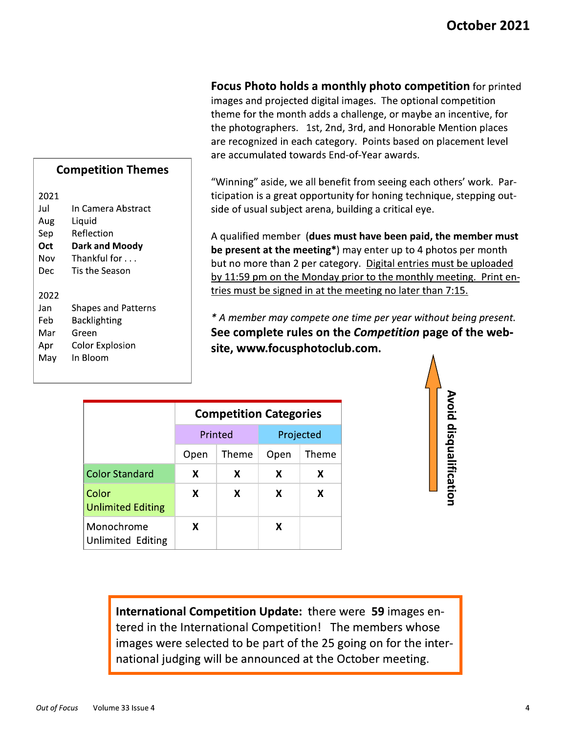**Focus Photo holds a monthly photo competition** for printed images and projected digital images. The optional competition theme for the month adds a challenge, or maybe an incentive, for the photographers. 1st, 2nd, 3rd, and Honorable Mention places are recognized in each category. Points based on placement level are accumulated towards End-of-Year awards.

"Winning" aside, we all benefit from seeing each others' work. Participation is a great opportunity for honing technique, stepping outside of usual subject arena, building a critical eye.

A qualified member (**dues must have been paid, the member must be present at the meeting***) may enter up to 4 photos per month but no more than 2 per category. Digital entries must be uploaded by 11:59 pm on the Monday prior to the monthly meeting. Print entries must be signed in at the meeting no later than 7:15.

*\* A member may compete one time per year without being present.*

**See complete rules on the *Competition* page of the website, www.focusphotoclub.com.**

**Avoid disqualification**

## Competition Themes

**2021**

| | |
|---|---|
| Jul | In Camera Abstract |
| Aug | Liquid |
| Sep | Reflection |
| **Oct** | **Dark and Moody** |
| Nov | Thankful for . . . |
| Dec | Tis the Season |

**2022**

| | |
|---|---|
| Jan | Shapes and Patterns |
| Feb | Backlighting |
| Mar | Green |
| Apr | Color Explosion |
| May | In Bloom |

**Competition Categories**

| | Printed | | Projected | |
|---|---|---|---|---|
| | Open | Theme | Open | Theme |
| Color Standard | X | X | X | X |
| Color Unlimited Editing | X | X | X | X |
| Monochrome Unlimited Editing | X | | X | |

**International Competition Update:** there were **59** images entered in the International Competition! The members whose images were selected to be part of the 25 going on for the international judging will be announced at the October meeting.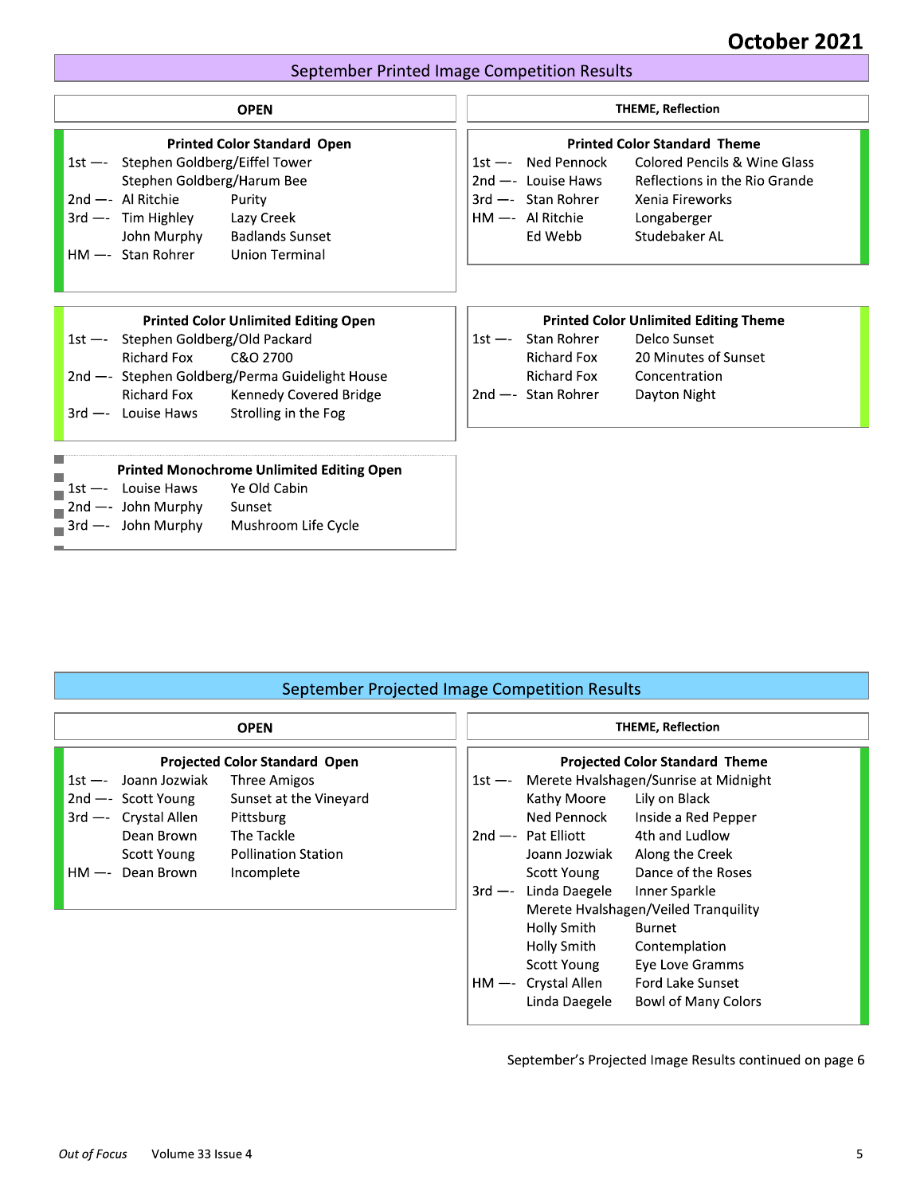# September Printed Image Competition Results

## OPEN

### Printed Color Standard Open

| Place | Name | Title |
|---|---|---|
| 1st —- | Stephen Goldberg/Eiffel Tower | |
| | Stephen Goldberg/Harum Bee | |
| 2nd —- | Al Ritchie | Purity |
| 3rd —- | Tim Highley | Lazy Creek |
| | John Murphy | Badlands Sunset |
| HM —- | Stan Rohrer | Union Terminal |

### Printed Color Unlimited Editing Open

| Place | Name | Title |
|---|---|---|
| 1st —- | Stephen Goldberg/Old Packard | |
| | Richard Fox | C&O 2700 |
| 2nd —- | Stephen Goldberg/Perma Guidelight House | |
| | Richard Fox | Kennedy Covered Bridge |
| 3rd —- | Louise Haws | Strolling in the Fog |

### Printed Monochrome Unlimited Editing Open

| Place | Name | Title |
|---|---|---|
| 1st —- | Louise Haws | Ye Old Cabin |
| 2nd —- | John Murphy | Sunset |
| 3rd —- | John Murphy | Mushroom Life Cycle |

## THEME, Reflection

### Printed Color Standard Theme

| Place | Name | Title |
|---|---|---|
| 1st —- | Ned Pennock | Colored Pencils & Wine Glass |
| 2nd —- | Louise Haws | Reflections in the Rio Grande |
| 3rd —- | Stan Rohrer | Xenia Fireworks |
| HM —- | Al Ritchie | Longaberger |
| | Ed Webb | Studebaker AL |

### Printed Color Unlimited Editing Theme

| Place | Name | Title |
|---|---|---|
| 1st —- | Stan Rohrer | Delco Sunset |
| | Richard Fox | 20 Minutes of Sunset |
| | Richard Fox | Concentration |
| 2nd —- | Stan Rohrer | Dayton Night |

# September Projected Image Competition Results

## OPEN

### Projected Color Standard Open

| Place | Name | Title |
|---|---|---|
| 1st —- | Joann Jozwiak | Three Amigos |
| 2nd —- | Scott Young | Sunset at the Vineyard |
| 3rd —- | Crystal Allen | Pittsburg |
| | Dean Brown | The Tackle |
| | Scott Young | Pollination Station |
| HM —- | Dean Brown | Incomplete |

## THEME, Reflection

### Projected Color Standard Theme

| Place | Name | Title |
|---|---|---|
| 1st —- | Merete Hvalshagen/Sunrise at Midnight | |
| | Kathy Moore | Lily on Black |
| | Ned Pennock | Inside a Red Pepper |
| 2nd —- | Pat Elliott | 4th and Ludlow |
| | Joann Jozwiak | Along the Creek |
| | Scott Young | Dance of the Roses |
| 3rd —- | Linda Daegele | Inner Sparkle |
| | Merete Hvalshagen/Veiled Tranquility | |
| | Holly Smith | Burnet |
| | Holly Smith | Contemplation |
| | Scott Young | Eye Love Gramms |
| HM —- | Crystal Allen | Ford Lake Sunset |
| | Linda Daegele | Bowl of Many Colors |

September's Projected Image Results continued on page 6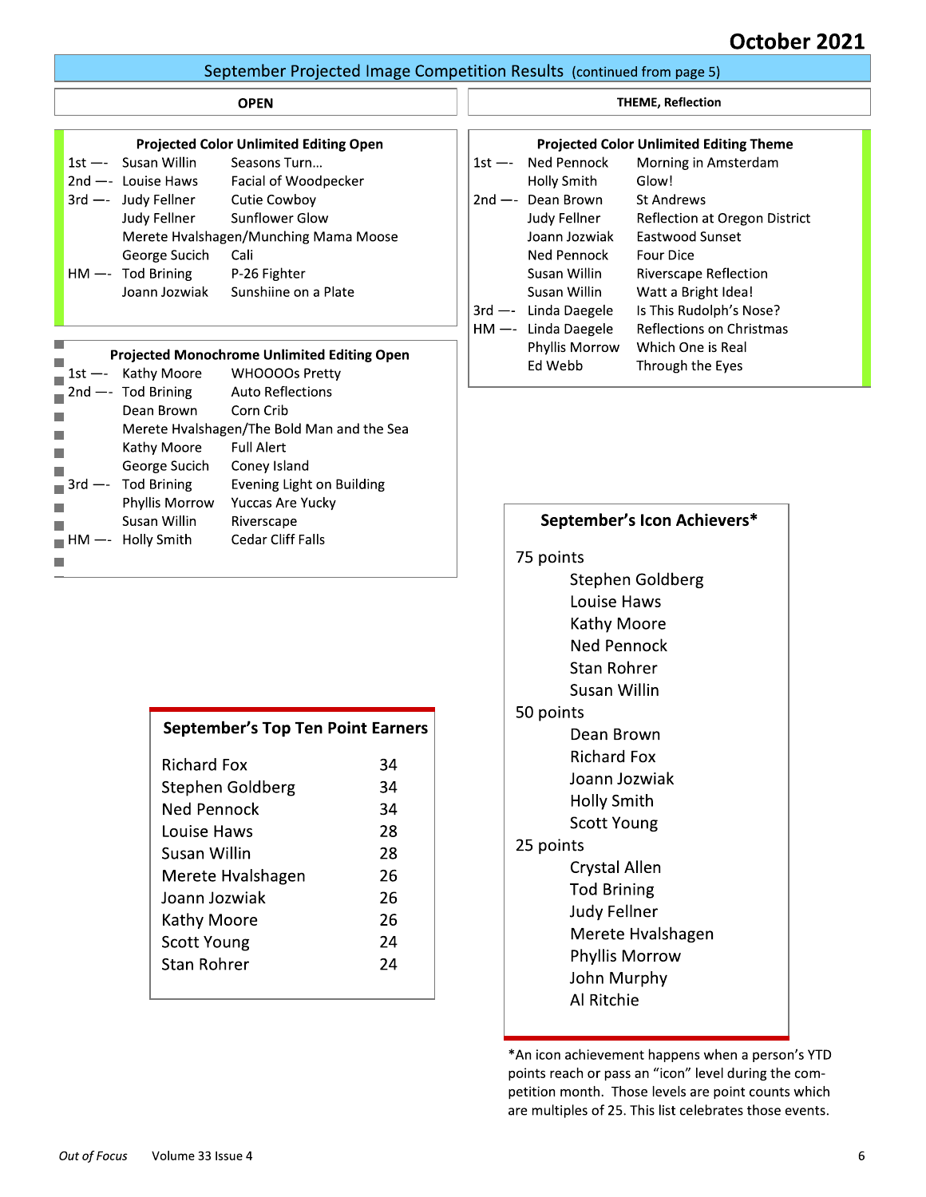## September Projected Image Competition Results (continued from page 5)

### OPEN

**Projected Color Unlimited Editing Open**

| | | |
|---|---|---|
| 1st —- | Susan Willin | Seasons Turn… |
| 2nd —- | Louise Haws | Facial of Woodpecker |
| 3rd —- | Judy Fellner | Cutie Cowboy |
| | Judy Fellner | Sunflower Glow |
| | Merete Hvalshagen | Munching Mama Moose |
| | George Sucich | Cali |
| HM —- | Tod Brining | P-26 Fighter |
| | Joann Jozwiak | Sunshiine on a Plate |

**Projected Monochrome Unlimited Editing Open**

| | | |
|---|---|---|
| 1st —- | Kathy Moore | WHOOOOs Pretty |
| 2nd —- | Tod Brining | Auto Reflections |
| | Dean Brown | Corn Crib |
| | Merete Hvalshagen | The Bold Man and the Sea |
| | Kathy Moore | Full Alert |
| | George Sucich | Coney Island |
| 3rd —- | Tod Brining | Evening Light on Building |
| | Phyllis Morrow | Yuccas Are Yucky |
| | Susan Willin | Riverscape |
| HM —- | Holly Smith | Cedar Cliff Falls |

### THEME, Reflection

**Projected Color Unlimited Editing Theme**

| | | |
|---|---|---|
| 1st —- | Ned Pennock | Morning in Amsterdam |
| | Holly Smith | Glow! |
| 2nd —- | Dean Brown | St Andrews |
| | Judy Fellner | Reflection at Oregon District |
| | Joann Jozwiak | Eastwood Sunset |
| | Ned Pennock | Four Dice |
| | Susan Willin | Riverscape Reflection |
| | Susan Willin | Watt a Bright Idea! |
| 3rd —- | Linda Daegele | Is This Rudolph's Nose? |
| HM —- | Linda Daegele | Reflections on Christmas |
| | Phyllis Morrow | Which One is Real |
| | Ed Webb | Through the Eyes |

### September's Top Ten Point Earners

| | |
|---|---|
| Richard Fox | 34 |
| Stephen Goldberg | 34 |
| Ned Pennock | 34 |
| Louise Haws | 28 |
| Susan Willin | 28 |
| Merete Hvalshagen | 26 |
| Joann Jozwiak | 26 |
| Kathy Moore | 26 |
| Scott Young | 24 |
| Stan Rohrer | 24 |

### September's Icon Achievers*

75 points
- Stephen Goldberg
- Louise Haws
- Kathy Moore
- Ned Pennock
- Stan Rohrer
- Susan Willin

50 points
- Dean Brown
- Richard Fox
- Joann Jozwiak
- Holly Smith
- Scott Young

25 points
- Crystal Allen
- Tod Brining
- Judy Fellner
- Merete Hvalshagen
- Phyllis Morrow
- John Murphy
- Al Ritchie

*An icon achievement happens when a person's YTD points reach or pass an "icon" level during the competition month. Those levels are point counts which are multiples of 25. This list celebrates those events.